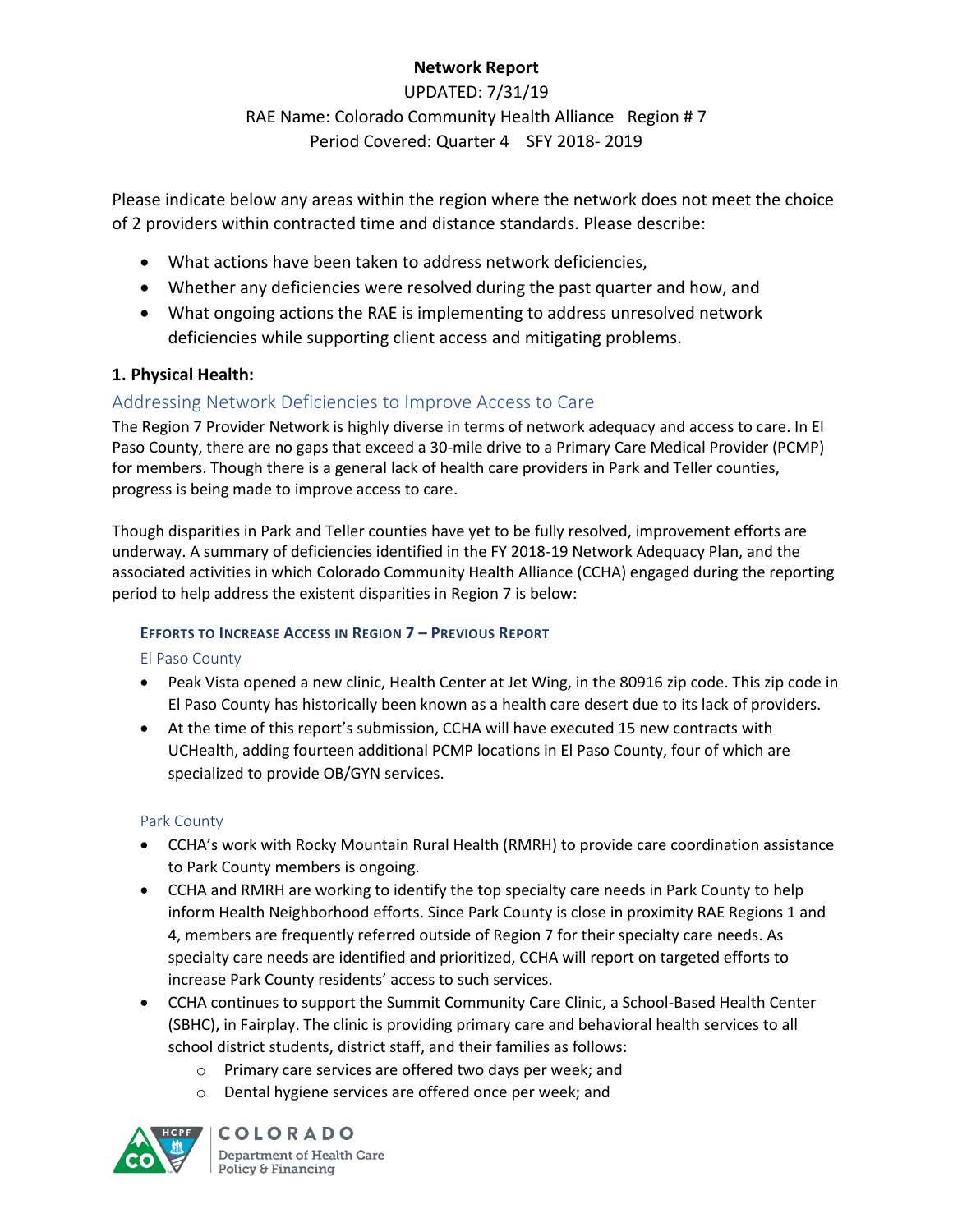**Network Report**

UPDATED: 7/31/19

RAE Name: Colorado Community Health Alliance Region # 7

Period Covered: Quarter 4 SFY 2018- 2019

Please indicate below any areas within the region where the network does not meet the choice of 2 providers within contracted time and distance standards. Please describe:

- What actions have been taken to address network deficiencies,
- Whether any deficiencies were resolved during the past quarter and how, and
- What ongoing actions the RAE is implementing to address unresolved network deficiencies while supporting client access and mitigating problems.

## 1. Physical Health:

### Addressing Network Deficiencies to Improve Access to Care

The Region 7 Provider Network is highly diverse in terms of network adequacy and access to care. In El Paso County, there are no gaps that exceed a 30-mile drive to a Primary Care Medical Provider (PCMP) for members. Though there is a general lack of health care providers in Park and Teller counties, progress is being made to improve access to care.

Though disparities in Park and Teller counties have yet to be fully resolved, improvement efforts are underway. A summary of deficiencies identified in the FY 2018-19 Network Adequacy Plan, and the associated activities in which Colorado Community Health Alliance (CCHA) engaged during the reporting period to help address the existent disparities in Region 7 is below:

#### Efforts to Increase Access in Region 7 – Previous Report

##### El Paso County

- Peak Vista opened a new clinic, Health Center at Jet Wing, in the 80916 zip code. This zip code in El Paso County has historically been known as a health care desert due to its lack of providers.
- At the time of this report's submission, CCHA will have executed 15 new contracts with UCHealth, adding fourteen additional PCMP locations in El Paso County, four of which are specialized to provide OB/GYN services.

##### Park County

- CCHA's work with Rocky Mountain Rural Health (RMRH) to provide care coordination assistance to Park County members is ongoing.
- CCHA and RMRH are working to identify the top specialty care needs in Park County to help inform Health Neighborhood efforts. Since Park County is close in proximity RAE Regions 1 and 4, members are frequently referred outside of Region 7 for their specialty care needs. As specialty care needs are identified and prioritized, CCHA will report on targeted efforts to increase Park County residents' access to such services.
- CCHA continues to support the Summit Community Care Clinic, a School-Based Health Center (SBHC), in Fairplay. The clinic is providing primary care and behavioral health services to all school district students, district staff, and their families as follows:
    - Primary care services are offered two days per week; and
    - Dental hygiene services are offered once per week; and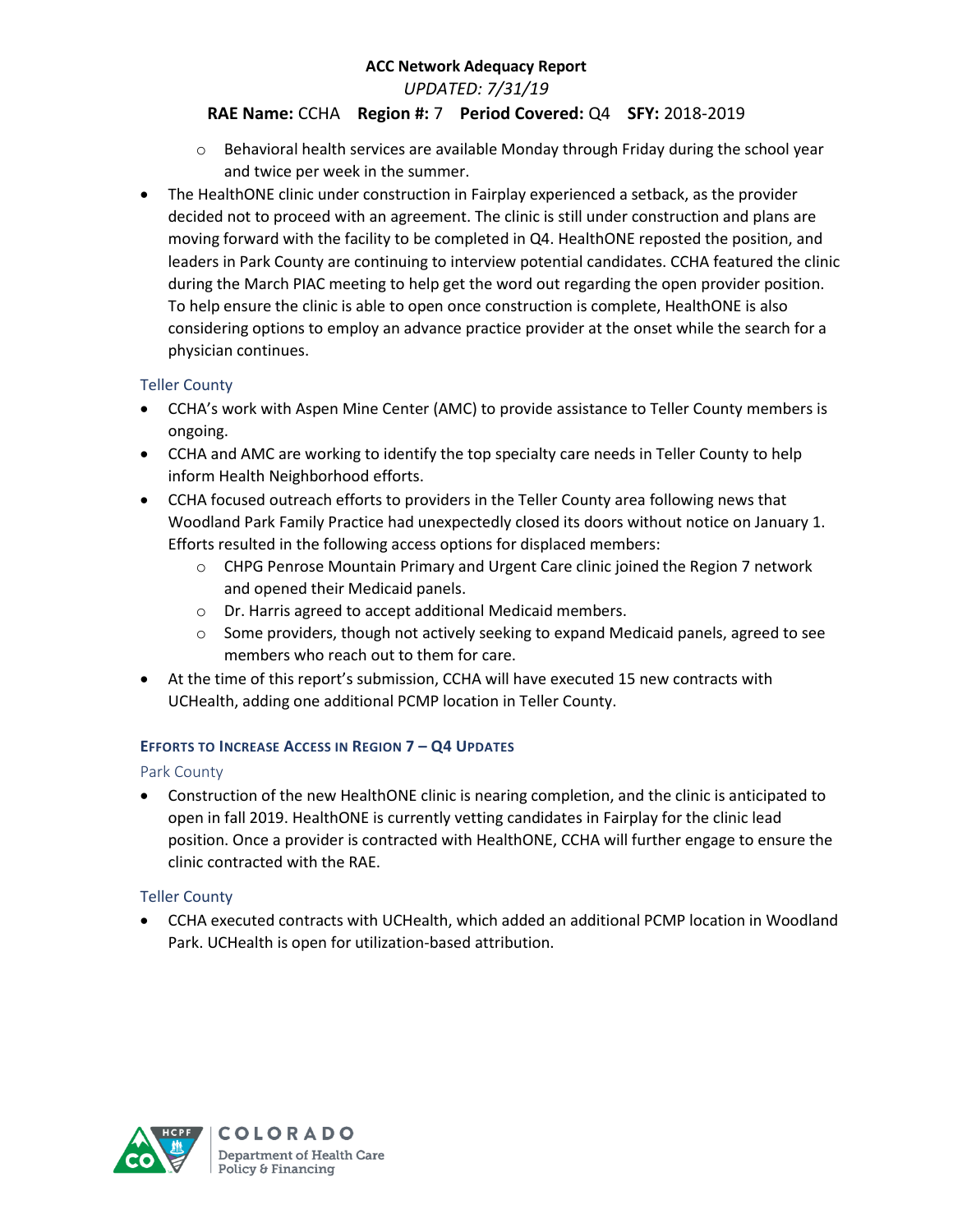- Behavioral health services are available Monday through Friday during the school year and twice per week in the summer.

- The HealthONE clinic under construction in Fairplay experienced a setback, as the provider decided not to proceed with an agreement. The clinic is still under construction and plans are moving forward with the facility to be completed in Q4. HealthONE reposted the position, and leaders in Park County are continuing to interview potential candidates. CCHA featured the clinic during the March PIAC meeting to help get the word out regarding the open provider position. To help ensure the clinic is able to open once construction is complete, HealthONE is also considering options to employ an advance practice provider at the onset while the search for a physician continues.

#### Teller County

- CCHA's work with Aspen Mine Center (AMC) to provide assistance to Teller County members is ongoing.
- CCHA and AMC are working to identify the top specialty care needs in Teller County to help inform Health Neighborhood efforts.
- CCHA focused outreach efforts to providers in the Teller County area following news that Woodland Park Family Practice had unexpectedly closed its doors without notice on January 1. Efforts resulted in the following access options for displaced members:
  - CHPG Penrose Mountain Primary and Urgent Care clinic joined the Region 7 network and opened their Medicaid panels.
  - Dr. Harris agreed to accept additional Medicaid members.
  - Some providers, though not actively seeking to expand Medicaid panels, agreed to see members who reach out to them for care.
- At the time of this report's submission, CCHA will have executed 15 new contracts with UCHealth, adding one additional PCMP location in Teller County.

### Efforts to Increase Access in Region 7 – Q4 Updates

#### Park County

- Construction of the new HealthONE clinic is nearing completion, and the clinic is anticipated to open in fall 2019. HealthONE is currently vetting candidates in Fairplay for the clinic lead position. Once a provider is contracted with HealthONE, CCHA will further engage to ensure the clinic contracted with the RAE.

#### Teller County

- CCHA executed contracts with UCHealth, which added an additional PCMP location in Woodland Park. UCHealth is open for utilization-based attribution.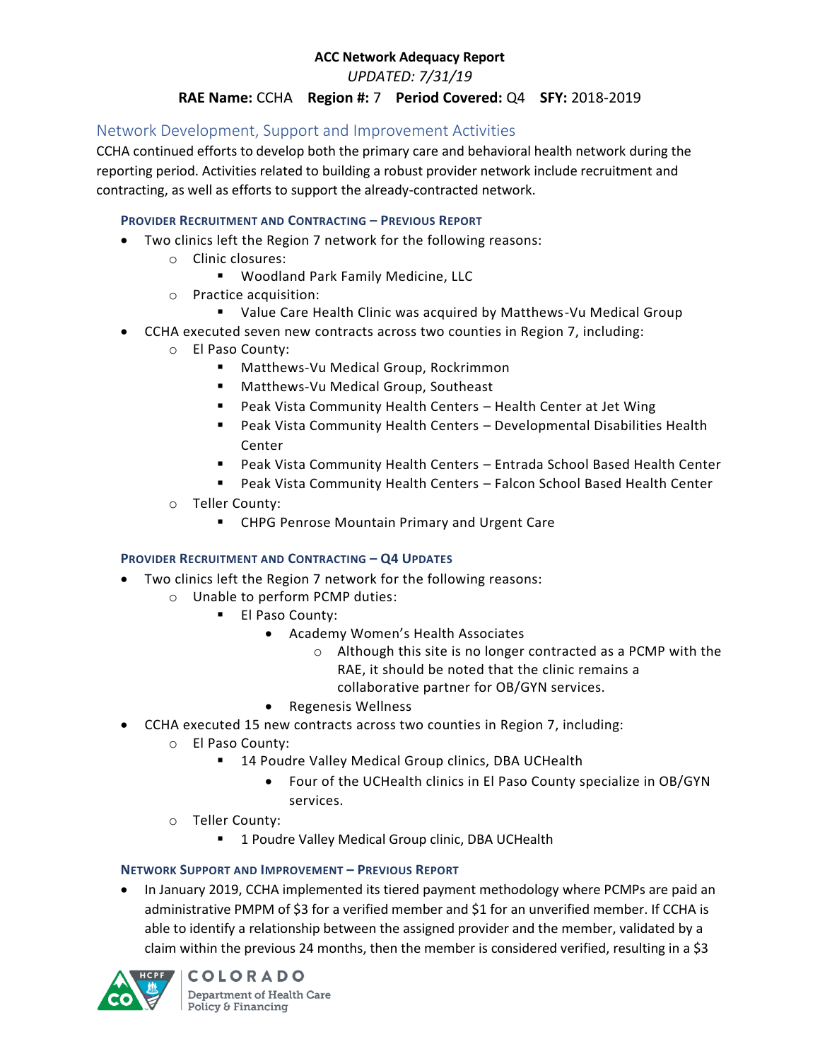**ACC Network Adequacy Report**

*UPDATED: 7/31/19*

**RAE Name:** CCHA **Region #:** 7 **Period Covered:** Q4 **SFY:** 2018-2019

## Network Development, Support and Improvement Activities

CCHA continued efforts to develop both the primary care and behavioral health network during the reporting period. Activities related to building a robust provider network include recruitment and contracting, as well as efforts to support the already-contracted network.

### Provider Recruitment and Contracting – Previous Report

- Two clinics left the Region 7 network for the following reasons:
  - Clinic closures:
    - Woodland Park Family Medicine, LLC
  - Practice acquisition:
    - Value Care Health Clinic was acquired by Matthews-Vu Medical Group
- CCHA executed seven new contracts across two counties in Region 7, including:
  - El Paso County:
    - Matthews-Vu Medical Group, Rockrimmon
    - Matthews-Vu Medical Group, Southeast
    - Peak Vista Community Health Centers – Health Center at Jet Wing
    - Peak Vista Community Health Centers – Developmental Disabilities Health Center
    - Peak Vista Community Health Centers – Entrada School Based Health Center
    - Peak Vista Community Health Centers – Falcon School Based Health Center
  - Teller County:
    - CHPG Penrose Mountain Primary and Urgent Care

### Provider Recruitment and Contracting – Q4 Updates

- Two clinics left the Region 7 network for the following reasons:
  - Unable to perform PCMP duties:
    - El Paso County:
      - Academy Women's Health Associates
        - Although this site is no longer contracted as a PCMP with the RAE, it should be noted that the clinic remains a collaborative partner for OB/GYN services.
      - Regenesis Wellness
- CCHA executed 15 new contracts across two counties in Region 7, including:
  - El Paso County:
    - 14 Poudre Valley Medical Group clinics, DBA UCHealth
      - Four of the UCHealth clinics in El Paso County specialize in OB/GYN services.
  - Teller County:
    - 1 Poudre Valley Medical Group clinic, DBA UCHealth

### Network Support and Improvement – Previous Report

- In January 2019, CCHA implemented its tiered payment methodology where PCMPs are paid an administrative PMPM of $3 for a verified member and $1 for an unverified member. If CCHA is able to identify a relationship between the assigned provider and the member, validated by a claim within the previous 24 months, then the member is considered verified, resulting in a $3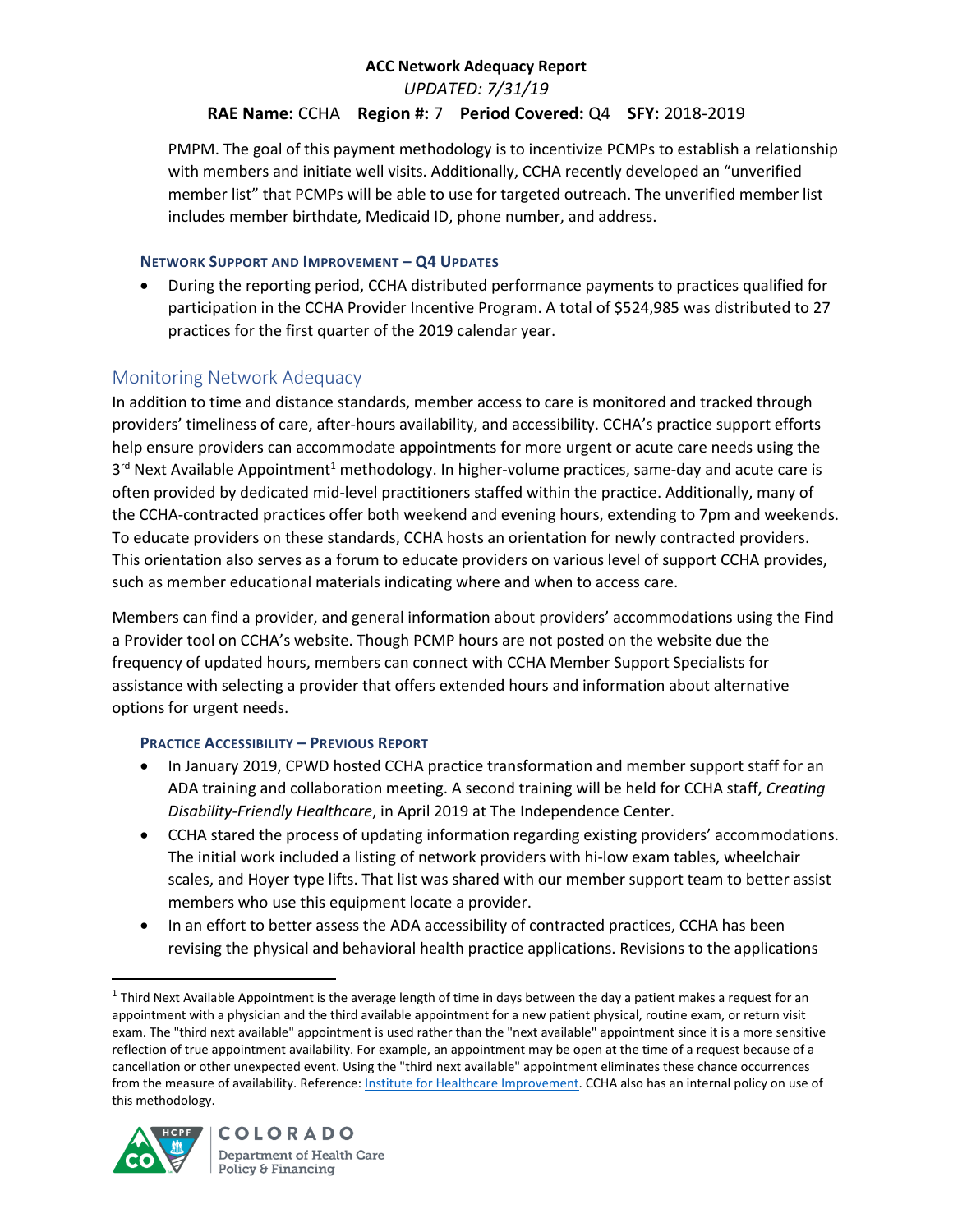PMPM. The goal of this payment methodology is to incentivize PCMPs to establish a relationship with members and initiate well visits. Additionally, CCHA recently developed an "unverified member list" that PCMPs will be able to use for targeted outreach. The unverified member list includes member birthdate, Medicaid ID, phone number, and address.

#### NETWORK SUPPORT AND IMPROVEMENT – Q4 UPDATES

- During the reporting period, CCHA distributed performance payments to practices qualified for participation in the CCHA Provider Incentive Program. A total of $524,985 was distributed to 27 practices for the first quarter of the 2019 calendar year.

## Monitoring Network Adequacy

In addition to time and distance standards, member access to care is monitored and tracked through providers' timeliness of care, after-hours availability, and accessibility. CCHA's practice support efforts help ensure providers can accommodate appointments for more urgent or acute care needs using the 3rd Next Available Appointment[1] methodology. In higher-volume practices, same-day and acute care is often provided by dedicated mid-level practitioners staffed within the practice. Additionally, many of the CCHA-contracted practices offer both weekend and evening hours, extending to 7pm and weekends. To educate providers on these standards, CCHA hosts an orientation for newly contracted providers. This orientation also serves as a forum to educate providers on various level of support CCHA provides, such as member educational materials indicating where and when to access care.

Members can find a provider, and general information about providers' accommodations using the Find a Provider tool on CCHA's website. Though PCMP hours are not posted on the website due the frequency of updated hours, members can connect with CCHA Member Support Specialists for assistance with selecting a provider that offers extended hours and information about alternative options for urgent needs.

#### PRACTICE ACCESSIBILITY – PREVIOUS REPORT

- In January 2019, CPWD hosted CCHA practice transformation and member support staff for an ADA training and collaboration meeting. A second training will be held for CCHA staff, *Creating Disability-Friendly Healthcare*, in April 2019 at The Independence Center.
- CCHA stared the process of updating information regarding existing providers' accommodations. The initial work included a listing of network providers with hi-low exam tables, wheelchair scales, and Hoyer type lifts. That list was shared with our member support team to better assist members who use this equipment locate a provider.
- In an effort to better assess the ADA accessibility of contracted practices, CCHA has been revising the physical and behavioral health practice applications. Revisions to the applications

[1] Third Next Available Appointment is the average length of time in days between the day a patient makes a request for an appointment with a physician and the third available appointment for a new patient physical, routine exam, or return visit exam. The "third next available" appointment is used rather than the "next available" appointment since it is a more sensitive reflection of true appointment availability. For example, an appointment may be open at the time of a request because of a cancellation or other unexpected event. Using the "third next available" appointment eliminates these chance occurrences from the measure of availability. Reference: Institute for Healthcare Improvement. CCHA also has an internal policy on use of this methodology.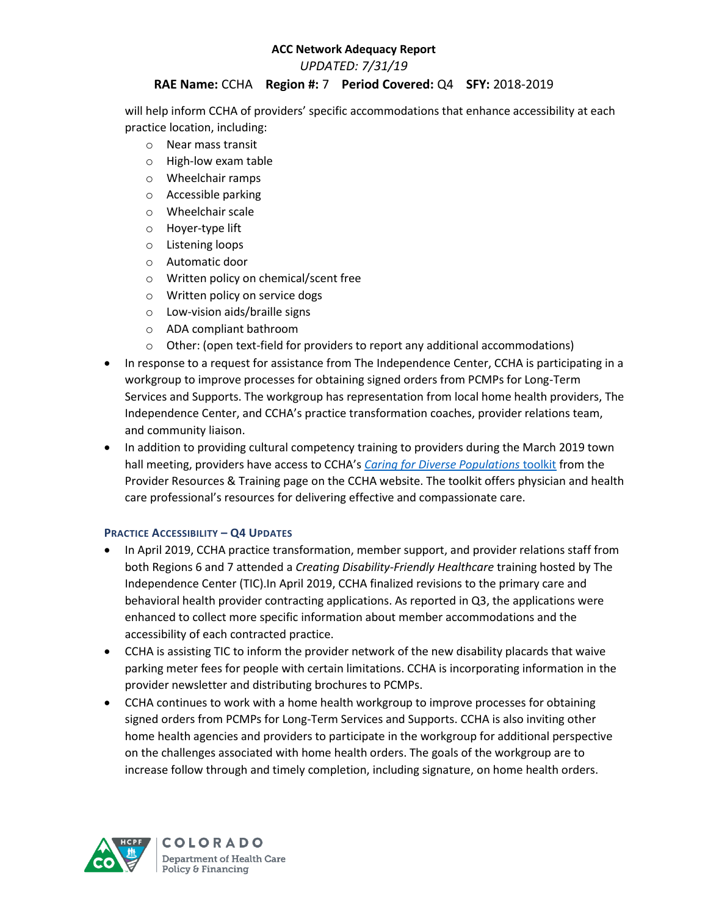will help inform CCHA of providers' specific accommodations that enhance accessibility at each practice location, including:

- Near mass transit
- High-low exam table
- Wheelchair ramps
- Accessible parking
- Wheelchair scale
- Hoyer-type lift
- Listening loops
- Automatic door
- Written policy on chemical/scent free
- Written policy on service dogs
- Low-vision aids/braille signs
- ADA compliant bathroom
- Other: (open text-field for providers to report any additional accommodations)

- In response to a request for assistance from The Independence Center, CCHA is participating in a workgroup to improve processes for obtaining signed orders from PCMPs for Long-Term Services and Supports. The workgroup has representation from local home health providers, The Independence Center, and CCHA's practice transformation coaches, provider relations team, and community liaison.
- In addition to providing cultural competency training to providers during the March 2019 town hall meeting, providers have access to CCHA's *Caring for Diverse Populations* toolkit from the Provider Resources & Training page on the CCHA website. The toolkit offers physician and health care professional's resources for delivering effective and compassionate care.

#### Practice Accessibility – Q4 Updates

- In April 2019, CCHA practice transformation, member support, and provider relations staff from both Regions 6 and 7 attended a *Creating Disability-Friendly Healthcare* training hosted by The Independence Center (TIC).In April 2019, CCHA finalized revisions to the primary care and behavioral health provider contracting applications. As reported in Q3, the applications were enhanced to collect more specific information about member accommodations and the accessibility of each contracted practice.
- CCHA is assisting TIC to inform the provider network of the new disability placards that waive parking meter fees for people with certain limitations. CCHA is incorporating information in the provider newsletter and distributing brochures to PCMPs.
- CCHA continues to work with a home health workgroup to improve processes for obtaining signed orders from PCMPs for Long-Term Services and Supports. CCHA is also inviting other home health agencies and providers to participate in the workgroup for additional perspective on the challenges associated with home health orders. The goals of the workgroup are to increase follow through and timely completion, including signature, on home health orders.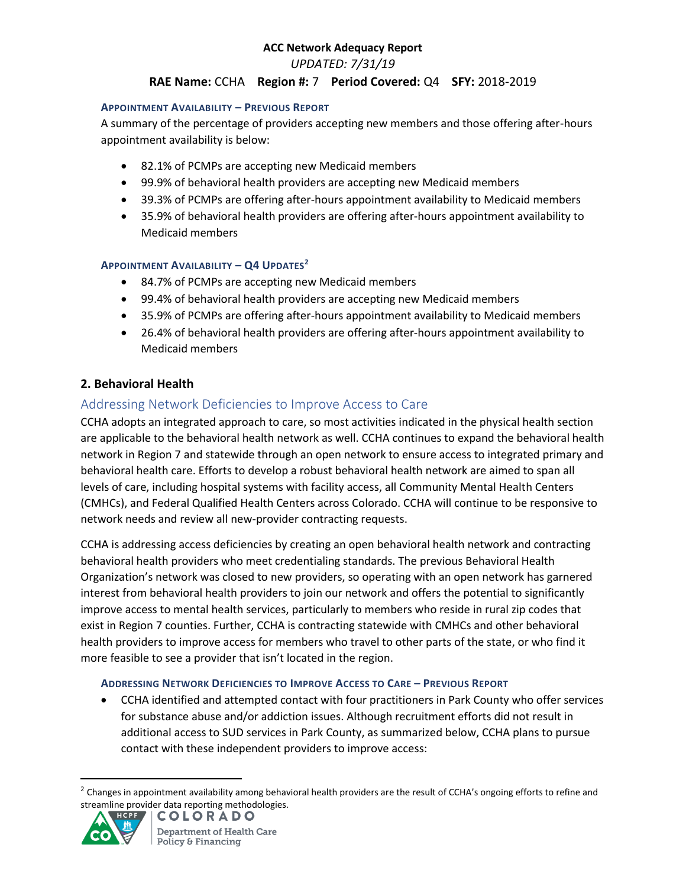#### Appointment Availability – Previous Report

A summary of the percentage of providers accepting new members and those offering after-hours appointment availability is below:

- 82.1% of PCMPs are accepting new Medicaid members
- 99.9% of behavioral health providers are accepting new Medicaid members
- 39.3% of PCMPs are offering after-hours appointment availability to Medicaid members
- 35.9% of behavioral health providers are offering after-hours appointment availability to Medicaid members

#### Appointment Availability – Q4 Updates[2]

- 84.7% of PCMPs are accepting new Medicaid members
- 99.4% of behavioral health providers are accepting new Medicaid members
- 35.9% of PCMPs are offering after-hours appointment availability to Medicaid members
- 26.4% of behavioral health providers are offering after-hours appointment availability to Medicaid members

## 2. Behavioral Health

### Addressing Network Deficiencies to Improve Access to Care

CCHA adopts an integrated approach to care, so most activities indicated in the physical health section are applicable to the behavioral health network as well. CCHA continues to expand the behavioral health network in Region 7 and statewide through an open network to ensure access to integrated primary and behavioral health care. Efforts to develop a robust behavioral health network are aimed to span all levels of care, including hospital systems with facility access, all Community Mental Health Centers (CMHCs), and Federal Qualified Health Centers across Colorado. CCHA will continue to be responsive to network needs and review all new-provider contracting requests.

CCHA is addressing access deficiencies by creating an open behavioral health network and contracting behavioral health providers who meet credentialing standards. The previous Behavioral Health Organization's network was closed to new providers, so operating with an open network has garnered interest from behavioral health providers to join our network and offers the potential to significantly improve access to mental health services, particularly to members who reside in rural zip codes that exist in Region 7 counties. Further, CCHA is contracting statewide with CMHCs and other behavioral health providers to improve access for members who travel to other parts of the state, or who find it more feasible to see a provider that isn't located in the region.

#### Addressing Network Deficiencies to Improve Access to Care – Previous Report

- CCHA identified and attempted contact with four practitioners in Park County who offer services for substance abuse and/or addiction issues. Although recruitment efforts did not result in additional access to SUD services in Park County, as summarized below, CCHA plans to pursue contact with these independent providers to improve access:

---

[2] Changes in appointment availability among behavioral health providers are the result of CCHA's ongoing efforts to refine and streamline provider data reporting methodologies.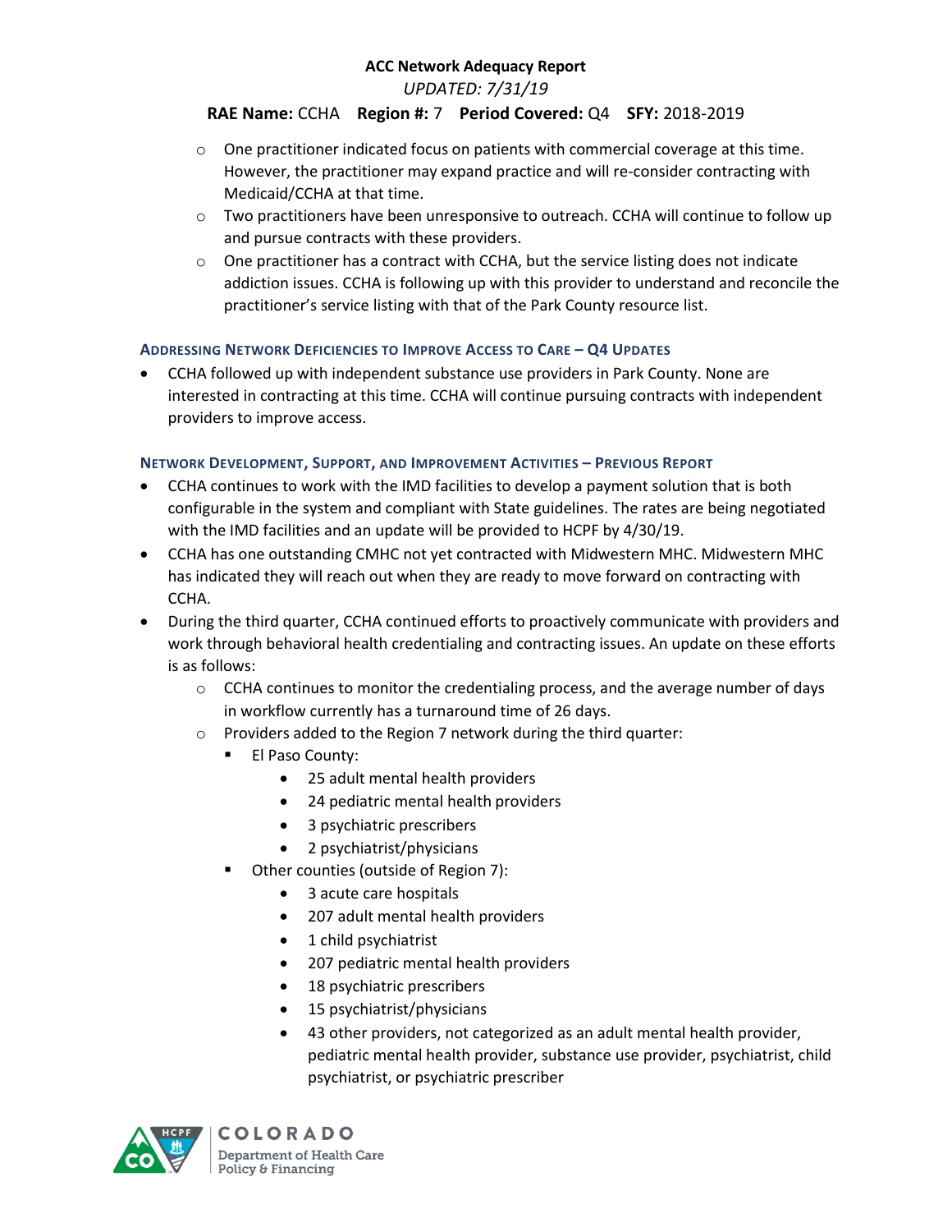- One practitioner indicated focus on patients with commercial coverage at this time. However, the practitioner may expand practice and will re-consider contracting with Medicaid/CCHA at that time.
- Two practitioners have been unresponsive to outreach. CCHA will continue to follow up and pursue contracts with these providers.
- One practitioner has a contract with CCHA, but the service listing does not indicate addiction issues. CCHA is following up with this provider to understand and reconcile the practitioner's service listing with that of the Park County resource list.

#### Addressing Network Deficiencies to Improve Access to Care – Q4 Updates

- CCHA followed up with independent substance use providers in Park County. None are interested in contracting at this time. CCHA will continue pursuing contracts with independent providers to improve access.

#### Network Development, Support, and Improvement Activities – Previous Report

- CCHA continues to work with the IMD facilities to develop a payment solution that is both configurable in the system and compliant with State guidelines. The rates are being negotiated with the IMD facilities and an update will be provided to HCPF by 4/30/19.
- CCHA has one outstanding CMHC not yet contracted with Midwestern MHC. Midwestern MHC has indicated they will reach out when they are ready to move forward on contracting with CCHA.
- During the third quarter, CCHA continued efforts to proactively communicate with providers and work through behavioral health credentialing and contracting issues. An update on these efforts is as follows:
  - CCHA continues to monitor the credentialing process, and the average number of days in workflow currently has a turnaround time of 26 days.
  - Providers added to the Region 7 network during the third quarter:
    - El Paso County:
      - 25 adult mental health providers
      - 24 pediatric mental health providers
      - 3 psychiatric prescribers
      - 2 psychiatrist/physicians
    - Other counties (outside of Region 7):
      - 3 acute care hospitals
      - 207 adult mental health providers
      - 1 child psychiatrist
      - 207 pediatric mental health providers
      - 18 psychiatric prescribers
      - 15 psychiatrist/physicians
      - 43 other providers, not categorized as an adult mental health provider, pediatric mental health provider, substance use provider, psychiatrist, child psychiatrist, or psychiatric prescriber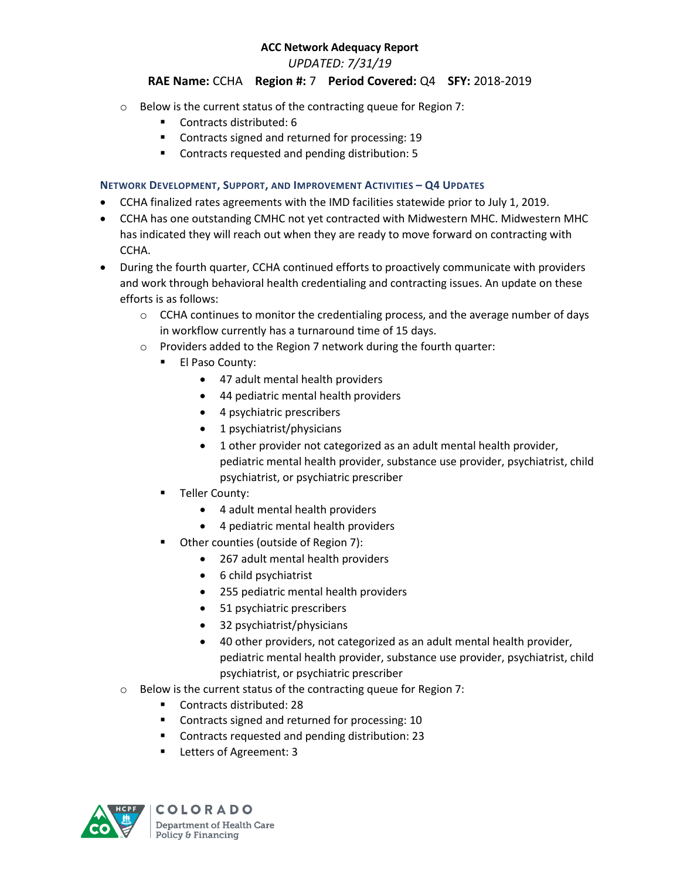- Below is the current status of the contracting queue for Region 7:
  - Contracts distributed: 6
  - Contracts signed and returned for processing: 19
  - Contracts requested and pending distribution: 5

### Network Development, Support, and Improvement Activities – Q4 Updates

- CCHA finalized rates agreements with the IMD facilities statewide prior to July 1, 2019.
- CCHA has one outstanding CMHC not yet contracted with Midwestern MHC. Midwestern MHC has indicated they will reach out when they are ready to move forward on contracting with CCHA.
- During the fourth quarter, CCHA continued efforts to proactively communicate with providers and work through behavioral health credentialing and contracting issues. An update on these efforts is as follows:
  - CCHA continues to monitor the credentialing process, and the average number of days in workflow currently has a turnaround time of 15 days.
  - Providers added to the Region 7 network during the fourth quarter:
    - El Paso County:
      - 47 adult mental health providers
      - 44 pediatric mental health providers
      - 4 psychiatric prescribers
      - 1 psychiatrist/physicians
      - 1 other provider not categorized as an adult mental health provider, pediatric mental health provider, substance use provider, psychiatrist, child psychiatrist, or psychiatric prescriber
    - Teller County:
      - 4 adult mental health providers
      - 4 pediatric mental health providers
    - Other counties (outside of Region 7):
      - 267 adult mental health providers
      - 6 child psychiatrist
      - 255 pediatric mental health providers
      - 51 psychiatric prescribers
      - 32 psychiatrist/physicians
      - 40 other providers, not categorized as an adult mental health provider, pediatric mental health provider, substance use provider, psychiatrist, child psychiatrist, or psychiatric prescriber
  - Below is the current status of the contracting queue for Region 7:
    - Contracts distributed: 28
    - Contracts signed and returned for processing: 10
    - Contracts requested and pending distribution: 23
    - Letters of Agreement: 3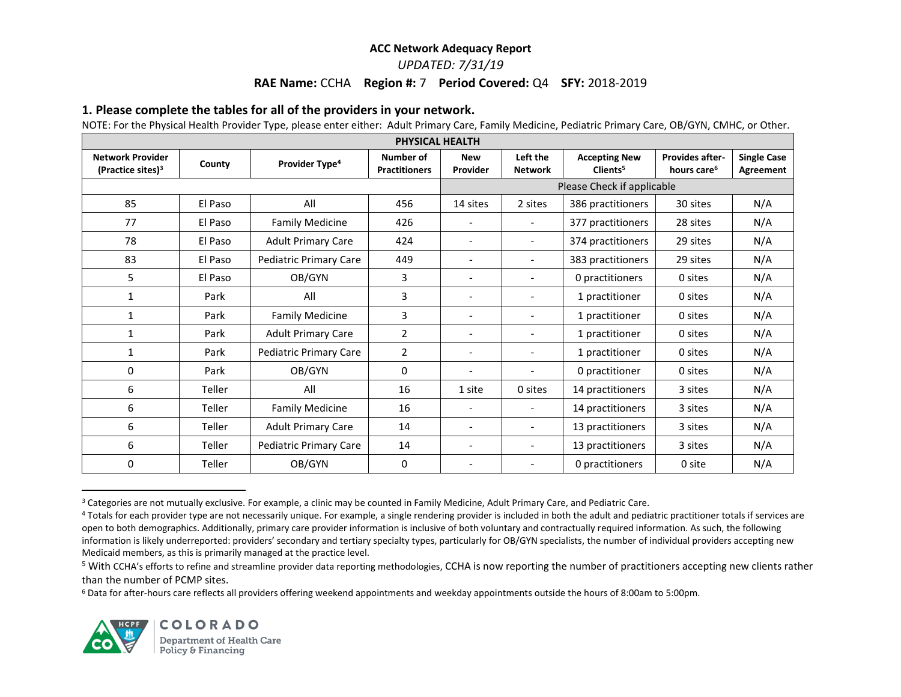**ACC Network Adequacy Report**

*UPDATED: 7/31/19*

**RAE Name:** CCHA **Region #:** 7 **Period Covered:** Q4 **SFY:** 2018-2019

### 1. Please complete the tables for all of the providers in your network.

NOTE: For the Physical Health Provider Type, please enter either: Adult Primary Care, Family Medicine, Pediatric Primary Care, OB/GYN, CMHC, or Other.

| PHYSICAL HEALTH | | | | | | | | |
|---|---|---|---|---|---|---|---|---|
| **Network Provider (Practice sites)[3]** | **County** | **Provider Type[4]** | **Number of Practitioners** | **New Provider** | **Left the Network** | **Accepting New Clients[5]** | **Provides after-hours care[6]** | **Single Case Agreement** |
| | | | | Please Check if applicable | | | | |
| 85 | El Paso | All | 456 | 14 sites | 2 sites | 386 practitioners | 30 sites | N/A |
| 77 | El Paso | Family Medicine | 426 | - | - | 377 practitioners | 28 sites | N/A |
| 78 | El Paso | Adult Primary Care | 424 | - | - | 374 practitioners | 29 sites | N/A |
| 83 | El Paso | Pediatric Primary Care | 449 | - | - | 383 practitioners | 29 sites | N/A |
| 5 | El Paso | OB/GYN | 3 | - | - | 0 practitioners | 0 sites | N/A |
| 1 | Park | All | 3 | - | - | 1 practitioner | 0 sites | N/A |
| 1 | Park | Family Medicine | 3 | - | - | 1 practitioner | 0 sites | N/A |
| 1 | Park | Adult Primary Care | 2 | - | - | 1 practitioner | 0 sites | N/A |
| 1 | Park | Pediatric Primary Care | 2 | - | - | 1 practitioner | 0 sites | N/A |
| 0 | Park | OB/GYN | 0 | - | - | 0 practitioner | 0 sites | N/A |
| 6 | Teller | All | 16 | 1 site | 0 sites | 14 practitioners | 3 sites | N/A |
| 6 | Teller | Family Medicine | 16 | - | - | 14 practitioners | 3 sites | N/A |
| 6 | Teller | Adult Primary Care | 14 | - | - | 13 practitioners | 3 sites | N/A |
| 6 | Teller | Pediatric Primary Care | 14 | - | - | 13 practitioners | 3 sites | N/A |
| 0 | Teller | OB/GYN | 0 | - | - | 0 practitioners | 0 site | N/A |

[3] Categories are not mutually exclusive. For example, a clinic may be counted in Family Medicine, Adult Primary Care, and Pediatric Care.

[4] Totals for each provider type are not necessarily unique. For example, a single rendering provider is included in both the adult and pediatric practitioner totals if services are open to both demographics. Additionally, primary care provider information is inclusive of both voluntary and contractually required information. As such, the following information is likely underreported: providers' secondary and tertiary specialty types, particularly for OB/GYN specialists, the number of individual providers accepting new Medicaid members, as this is primarily managed at the practice level.

[5] With CCHA's efforts to refine and streamline provider data reporting methodologies, CCHA is now reporting the number of practitioners accepting new clients rather than the number of PCMP sites.

[6] Data for after-hours care reflects all providers offering weekend appointments and weekday appointments outside the hours of 8:00am to 5:00pm.

COLORADO
Department of Health Care Policy & Financing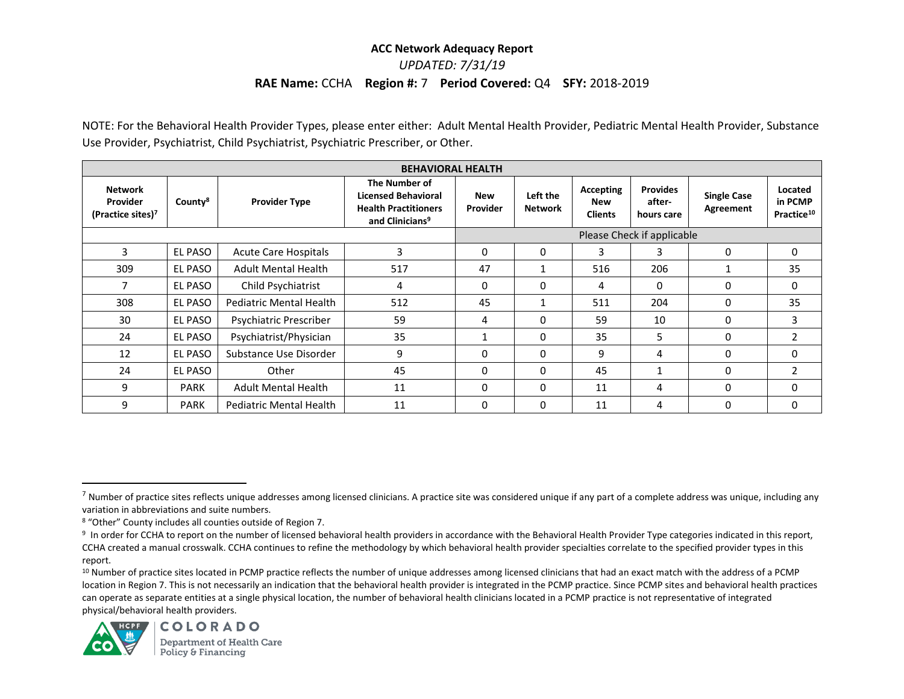**ACC Network Adequacy Report**

*UPDATED: 7/31/19*

**RAE Name:** CCHA **Region #:** 7 **Period Covered:** Q4 **SFY:** 2018-2019

NOTE: For the Behavioral Health Provider Types, please enter either: Adult Mental Health Provider, Pediatric Mental Health Provider, Substance Use Provider, Psychiatrist, Child Psychiatrist, Psychiatric Prescriber, or Other.

| BEHAVIORAL HEALTH | | | | | | | | | |
|---|---|---|---|---|---|---|---|---|---|
| **Network Provider (Practice sites)[7]** | **County[8]** | **Provider Type** | **The Number of Licensed Behavioral Health Practitioners and Clinicians[9]** | **New Provider** | **Left the Network** | **Accepting New Clients** | **Provides after-hours care** | **Single Case Agreement** | **Located in PCMP Practice[10]** |
| | | | | Please Check if applicable | | | | | |
| 3 | EL PASO | Acute Care Hospitals | 3 | 0 | 0 | 3 | 3 | 0 | 0 |
| 309 | EL PASO | Adult Mental Health | 517 | 47 | 1 | 516 | 206 | 1 | 35 |
| 7 | EL PASO | Child Psychiatrist | 4 | 0 | 0 | 4 | 0 | 0 | 0 |
| 308 | EL PASO | Pediatric Mental Health | 512 | 45 | 1 | 511 | 204 | 0 | 35 |
| 30 | EL PASO | Psychiatric Prescriber | 59 | 4 | 0 | 59 | 10 | 0 | 3 |
| 24 | EL PASO | Psychiatrist/Physician | 35 | 1 | 0 | 35 | 5 | 0 | 2 |
| 12 | EL PASO | Substance Use Disorder | 9 | 0 | 0 | 9 | 4 | 0 | 0 |
| 24 | EL PASO | Other | 45 | 0 | 0 | 45 | 1 | 0 | 2 |
| 9 | PARK | Adult Mental Health | 11 | 0 | 0 | 11 | 4 | 0 | 0 |
| 9 | PARK | Pediatric Mental Health | 11 | 0 | 0 | 11 | 4 | 0 | 0 |

[7] Number of practice sites reflects unique addresses among licensed clinicians. A practice site was considered unique if any part of a complete address was unique, including any variation in abbreviations and suite numbers.

[8] "Other" County includes all counties outside of Region 7.

[9] In order for CCHA to report on the number of licensed behavioral health providers in accordance with the Behavioral Health Provider Type categories indicated in this report, CCHA created a manual crosswalk. CCHA continues to refine the methodology by which behavioral health provider specialties correlate to the specified provider types in this report.

[10] Number of practice sites located in PCMP practice reflects the number of unique addresses among licensed clinicians that had an exact match with the address of a PCMP location in Region 7. This is not necessarily an indication that the behavioral health provider is integrated in the PCMP practice. Since PCMP sites and behavioral health practices can operate as separate entities at a single physical location, the number of behavioral health clinicians located in a PCMP practice is not representative of integrated physical/behavioral health providers.

COLORADO Department of Health Care Policy & Financing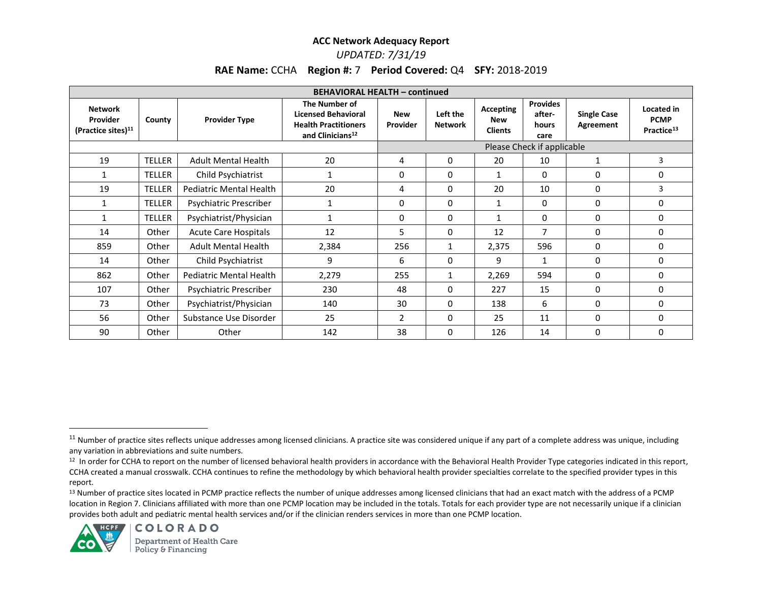**ACC Network Adequacy Report**

*UPDATED: 7/31/19*

**RAE Name:** CCHA **Region #:** 7 **Period Covered:** Q4 **SFY:** 2018-2019

| BEHAVIORAL HEALTH – continued | | | | | | | | | |
|---|---|---|---|---|---|---|---|---|---|
| **Network Provider (Practice sites)**[11] | **County** | **Provider Type** | **The Number of Licensed Behavioral Health Practitioners and Clinicians**[12] | **New Provider** | **Left the Network** | **Accepting New Clients** | **Provides after-hours care** | **Single Case Agreement** | **Located in PCMP Practice**[13] |
| | | | | Please Check if applicable | | | | | |
| 19 | TELLER | Adult Mental Health | 20 | 4 | 0 | 20 | 10 | 1 | 3 |
| 1 | TELLER | Child Psychiatrist | 1 | 0 | 0 | 1 | 0 | 0 | 0 |
| 19 | TELLER | Pediatric Mental Health | 20 | 4 | 0 | 20 | 10 | 0 | 3 |
| 1 | TELLER | Psychiatric Prescriber | 1 | 0 | 0 | 1 | 0 | 0 | 0 |
| 1 | TELLER | Psychiatrist/Physician | 1 | 0 | 0 | 1 | 0 | 0 | 0 |
| 14 | Other | Acute Care Hospitals | 12 | 5 | 0 | 12 | 7 | 0 | 0 |
| 859 | Other | Adult Mental Health | 2,384 | 256 | 1 | 2,375 | 596 | 0 | 0 |
| 14 | Other | Child Psychiatrist | 9 | 6 | 0 | 9 | 1 | 0 | 0 |
| 862 | Other | Pediatric Mental Health | 2,279 | 255 | 1 | 2,269 | 594 | 0 | 0 |
| 107 | Other | Psychiatric Prescriber | 230 | 48 | 0 | 227 | 15 | 0 | 0 |
| 73 | Other | Psychiatrist/Physician | 140 | 30 | 0 | 138 | 6 | 0 | 0 |
| 56 | Other | Substance Use Disorder | 25 | 2 | 0 | 25 | 11 | 0 | 0 |
| 90 | Other | Other | 142 | 38 | 0 | 126 | 14 | 0 | 0 |

[11] Number of practice sites reflects unique addresses among licensed clinicians. A practice site was considered unique if any part of a complete address was unique, including any variation in abbreviations and suite numbers.

[12] In order for CCHA to report on the number of licensed behavioral health providers in accordance with the Behavioral Health Provider Type categories indicated in this report, CCHA created a manual crosswalk. CCHA continues to refine the methodology by which behavioral health provider specialties correlate to the specified provider types in this report.

[13] Number of practice sites located in PCMP practice reflects the number of unique addresses among licensed clinicians that had an exact match with the address of a PCMP location in Region 7. Clinicians affiliated with more than one PCMP location may be included in the totals. Totals for each provider type are not necessarily unique if a clinician provides both adult and pediatric mental health services and/or if the clinician renders services in more than one PCMP location.

COLORADO
Department of Health Care Policy & Financing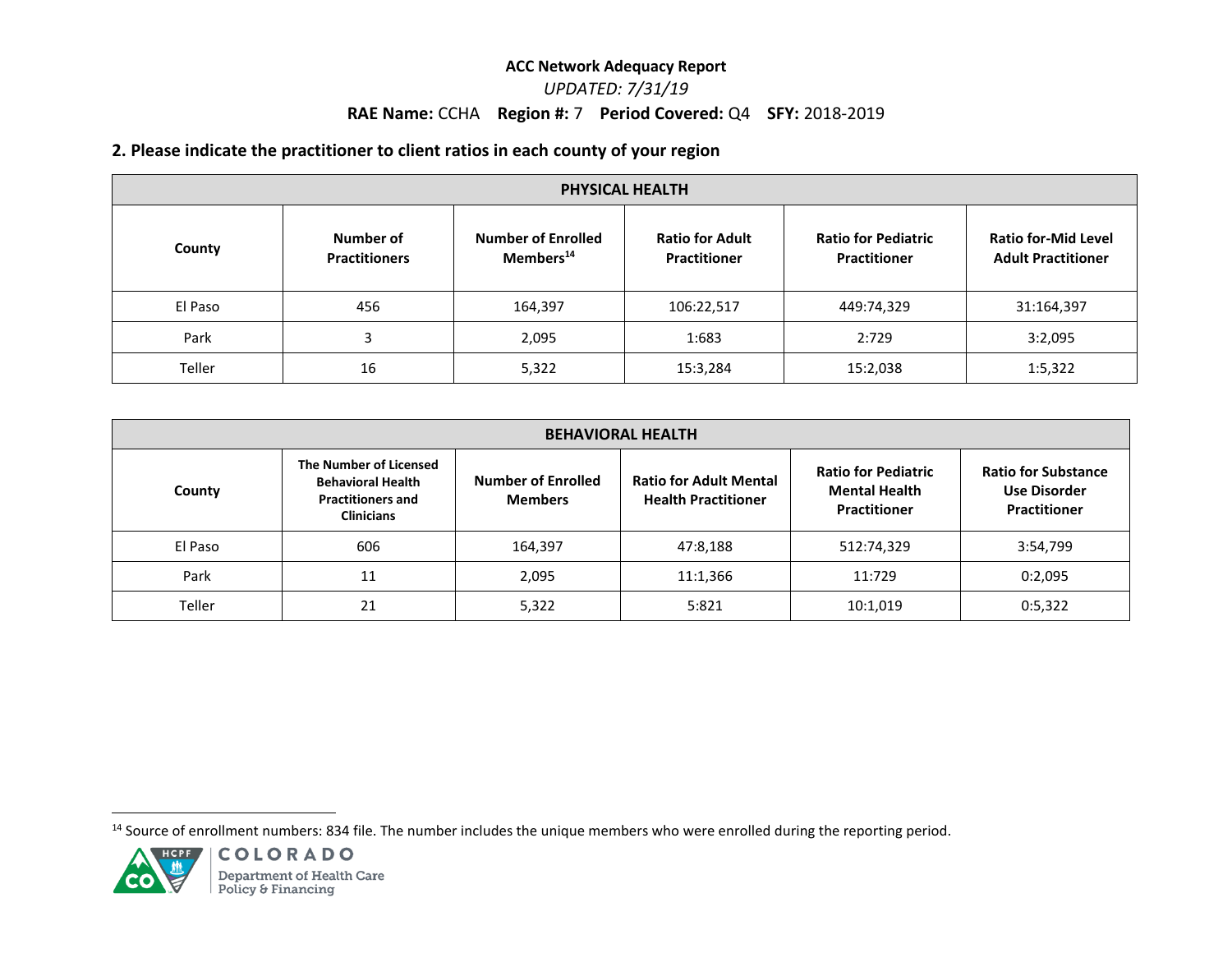**ACC Network Adequacy Report**

*UPDATED: 7/31/19*

**RAE Name:** CCHA **Region #:** 7 **Period Covered:** Q4 **SFY:** 2018-2019

## 2. Please indicate the practitioner to client ratios in each county of your region

| PHYSICAL HEALTH | | | | | |
|---|---|---|---|---|---|
| **County** | **Number of Practitioners** | **Number of Enrolled Members**[14] | **Ratio for Adult Practitioner** | **Ratio for Pediatric Practitioner** | **Ratio for-Mid Level Adult Practitioner** |
| El Paso | 456 | 164,397 | 106:22,517 | 449:74,329 | 31:164,397 |
| Park | 3 | 2,095 | 1:683 | 2:729 | 3:2,095 |
| Teller | 16 | 5,322 | 15:3,284 | 15:2,038 | 1:5,322 |

| BEHAVIORAL HEALTH | | | | | |
|---|---|---|---|---|---|
| **County** | **The Number of Licensed Behavioral Health Practitioners and Clinicians** | **Number of Enrolled Members** | **Ratio for Adult Mental Health Practitioner** | **Ratio for Pediatric Mental Health Practitioner** | **Ratio for Substance Use Disorder Practitioner** |
| El Paso | 606 | 164,397 | 47:8,188 | 512:74,329 | 3:54,799 |
| Park | 11 | 2,095 | 11:1,366 | 11:729 | 0:2,095 |
| Teller | 21 | 5,322 | 5:821 | 10:1,019 | 0:5,322 |

[14] Source of enrollment numbers: 834 file. The number includes the unique members who were enrolled during the reporting period.